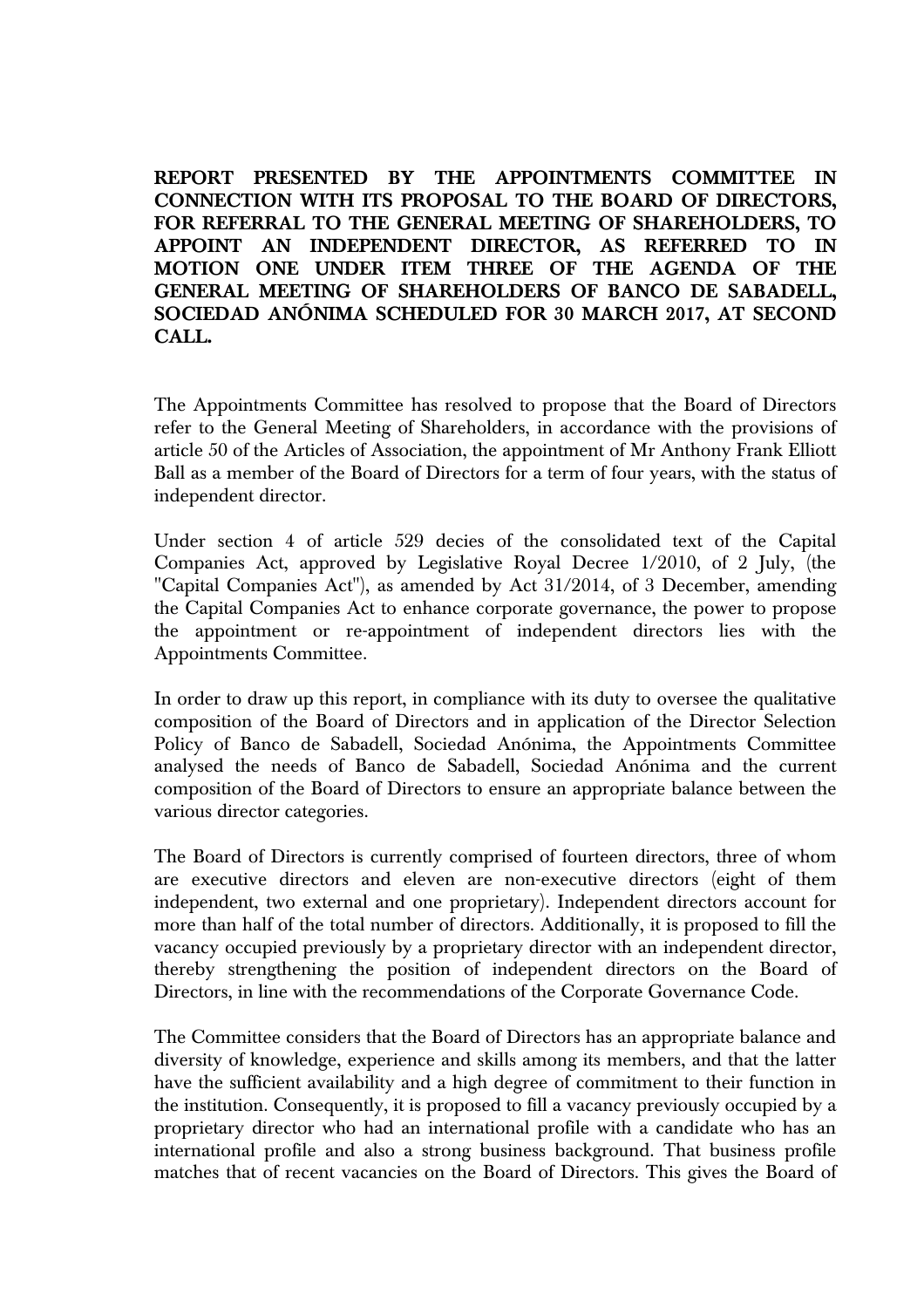**REPORT PRESENTED BY THE APPOINTMENTS COMMITTEE IN CONNECTION WITH ITS PROPOSAL TO THE BOARD OF DIRECTORS, FOR REFERRAL TO THE GENERAL MEETING OF SHAREHOLDERS, TO APPOINT AN INDEPENDENT DIRECTOR, AS REFERRED TO IN MOTION ONE UNDER ITEM THREE OF THE AGENDA OF THE GENERAL MEETING OF SHAREHOLDERS OF BANCO DE SABADELL, SOCIEDAD ANÓNIMA SCHEDULED FOR 30 MARCH 2017, AT SECOND CALL.**

The Appointments Committee has resolved to propose that the Board of Directors refer to the General Meeting of Shareholders, in accordance with the provisions of article 50 of the Articles of Association, the appointment of Mr Anthony Frank Elliott Ball as a member of the Board of Directors for a term of four years, with the status of independent director.

Under section 4 of article 529 decies of the consolidated text of the Capital Companies Act, approved by Legislative Royal Decree 1/2010, of 2 July, (the "Capital Companies Act"), as amended by Act 31/2014, of 3 December, amending the Capital Companies Act to enhance corporate governance, the power to propose the appointment or re-appointment of independent directors lies with the Appointments Committee.

In order to draw up this report, in compliance with its duty to oversee the qualitative composition of the Board of Directors and in application of the Director Selection Policy of Banco de Sabadell, Sociedad Anónima, the Appointments Committee analysed the needs of Banco de Sabadell, Sociedad Anónima and the current composition of the Board of Directors to ensure an appropriate balance between the various director categories.

The Board of Directors is currently comprised of fourteen directors, three of whom are executive directors and eleven are non-executive directors (eight of them independent, two external and one proprietary). Independent directors account for more than half of the total number of directors. Additionally, it is proposed to fill the vacancy occupied previously by a proprietary director with an independent director, thereby strengthening the position of independent directors on the Board of Directors, in line with the recommendations of the Corporate Governance Code.

The Committee considers that the Board of Directors has an appropriate balance and diversity of knowledge, experience and skills among its members, and that the latter have the sufficient availability and a high degree of commitment to their function in the institution. Consequently, it is proposed to fill a vacancy previously occupied by a proprietary director who had an international profile with a candidate who has an international profile and also a strong business background. That business profile matches that of recent vacancies on the Board of Directors. This gives the Board of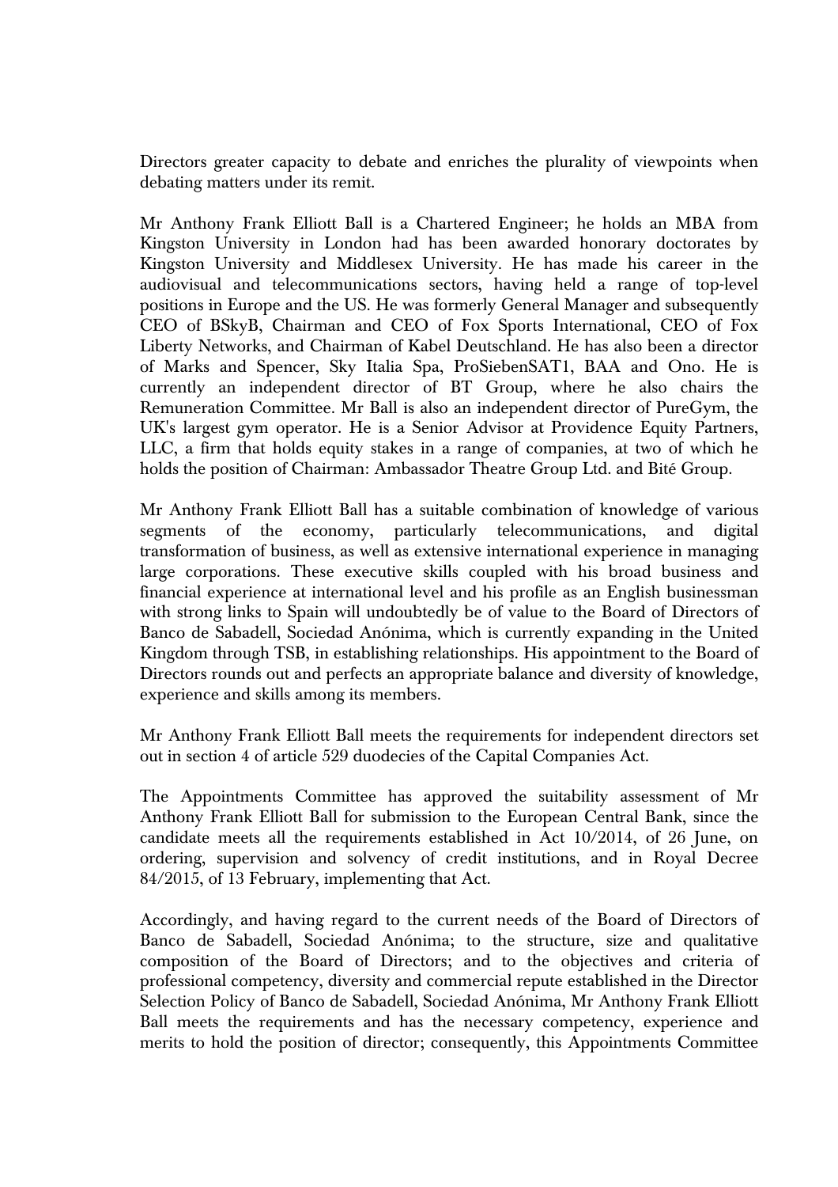Directors greater capacity to debate and enriches the plurality of viewpoints when debating matters under its remit.

Mr Anthony Frank Elliott Ball is a Chartered Engineer; he holds an MBA from Kingston University in London had has been awarded honorary doctorates by Kingston University and Middlesex University. He has made his career in the audiovisual and telecommunications sectors, having held a range of top-level positions in Europe and the US. He was formerly General Manager and subsequently CEO of BSkyB, Chairman and CEO of Fox Sports International, CEO of Fox Liberty Networks, and Chairman of Kabel Deutschland. He has also been a director of Marks and Spencer, Sky Italia Spa, ProSiebenSAT1, BAA and Ono. He is currently an independent director of BT Group, where he also chairs the Remuneration Committee. Mr Ball is also an independent director of PureGym, the UK's largest gym operator. He is a Senior Advisor at Providence Equity Partners, LLC, a firm that holds equity stakes in a range of companies, at two of which he holds the position of Chairman: Ambassador Theatre Group Ltd. and Bité Group.

Mr Anthony Frank Elliott Ball has a suitable combination of knowledge of various segments of the economy, particularly telecommunications, and digital transformation of business, as well as extensive international experience in managing large corporations. These executive skills coupled with his broad business and financial experience at international level and his profile as an English businessman with strong links to Spain will undoubtedly be of value to the Board of Directors of Banco de Sabadell, Sociedad Anónima, which is currently expanding in the United Kingdom through TSB, in establishing relationships. His appointment to the Board of Directors rounds out and perfects an appropriate balance and diversity of knowledge, experience and skills among its members.

Mr Anthony Frank Elliott Ball meets the requirements for independent directors set out in section 4 of article 529 duodecies of the Capital Companies Act.

The Appointments Committee has approved the suitability assessment of Mr Anthony Frank Elliott Ball for submission to the European Central Bank, since the candidate meets all the requirements established in Act 10/2014, of 26 June, on ordering, supervision and solvency of credit institutions, and in Royal Decree 84/2015, of 13 February, implementing that Act.

Accordingly, and having regard to the current needs of the Board of Directors of Banco de Sabadell, Sociedad Anónima; to the structure, size and qualitative composition of the Board of Directors; and to the objectives and criteria of professional competency, diversity and commercial repute established in the Director Selection Policy of Banco de Sabadell, Sociedad Anónima, Mr Anthony Frank Elliott Ball meets the requirements and has the necessary competency, experience and merits to hold the position of director; consequently, this Appointments Committee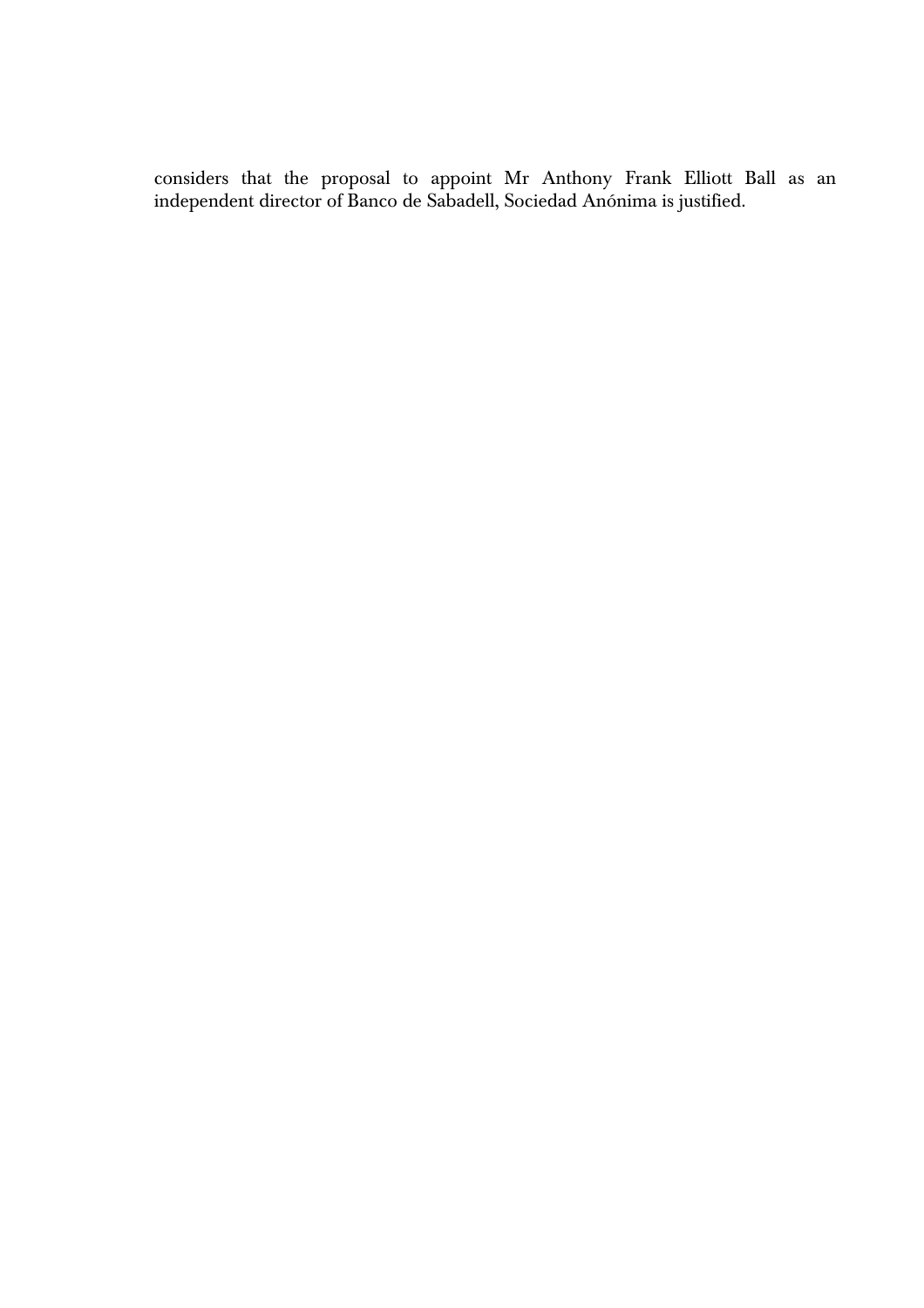considers that the proposal to appoint Mr Anthony Frank Elliott Ball as an independent director of Banco de Sabadell, Sociedad Anónima is justified.